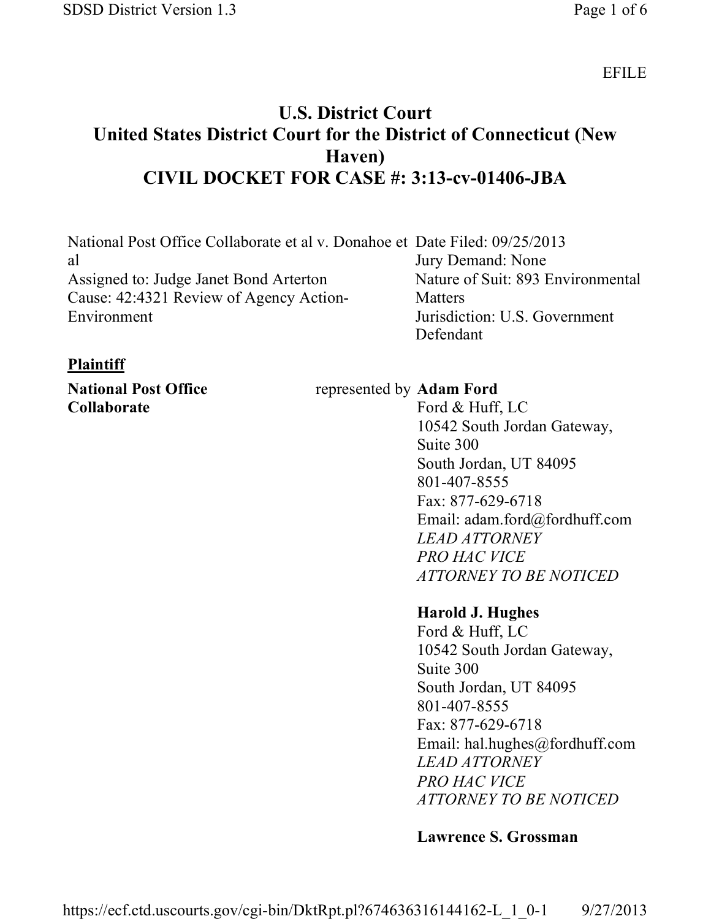EFILE

# U.S. District Court
# United States District Court for the District of Connecticut (New Haven)
# CIVIL DOCKET FOR CASE #: 3:13-cv-01406-JBA

National Post Office Collaborate et al v. Donahoe et al
Assigned to: Judge Janet Bond Arterton
Cause: 42:4321 Review of Agency Action-Environment

Date Filed: 09/25/2013
Jury Demand: None
Nature of Suit: 893 Environmental Matters
Jurisdiction: U.S. Government Defendant

**Plaintiff**

**National Post Office Collaborate** represented by **Adam Ford**
Ford & Huff, LC
10542 South Jordan Gateway, Suite 300
South Jordan, UT 84095
801-407-8555
Fax: 877-629-6718
Email: adam.ford@fordhuff.com
*LEAD ATTORNEY*
*PRO HAC VICE*
*ATTORNEY TO BE NOTICED*

**Harold J. Hughes**
Ford & Huff, LC
10542 South Jordan Gateway, Suite 300
South Jordan, UT 84095
801-407-8555
Fax: 877-629-6718
Email: hal.hughes@fordhuff.com
*LEAD ATTORNEY*
*PRO HAC VICE*
*ATTORNEY TO BE NOTICED*

**Lawrence S. Grossman**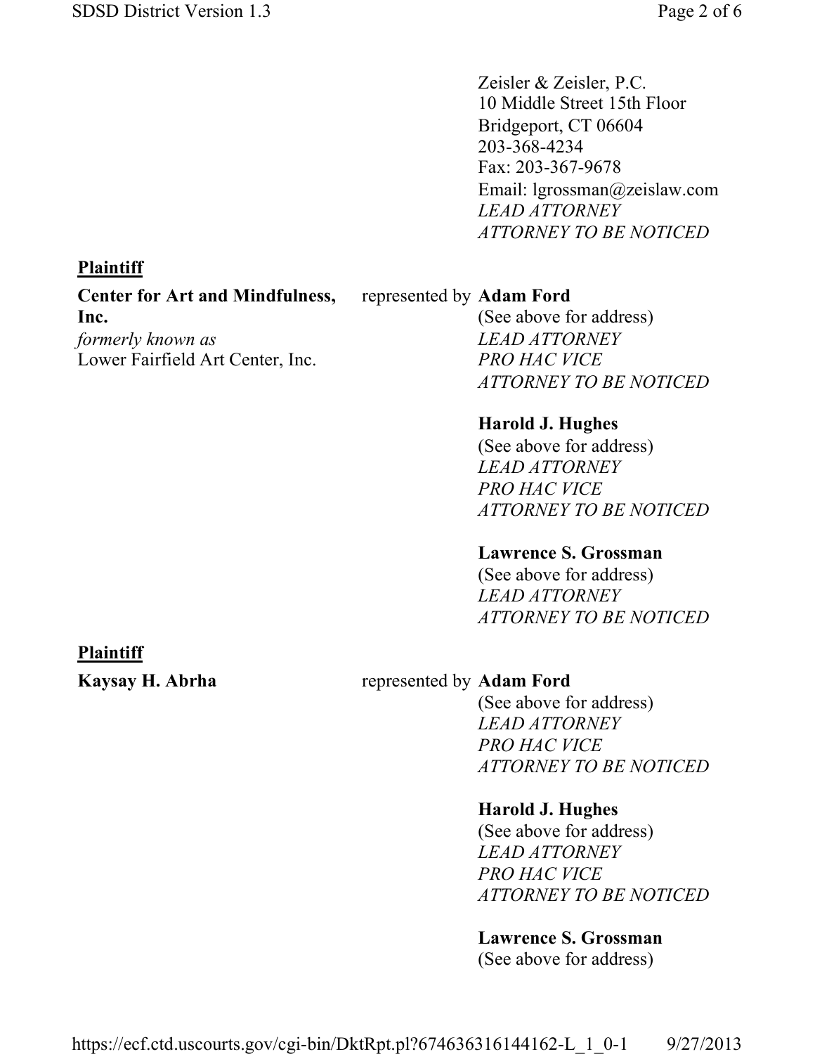Zeisler & Zeisler, P.C.
10 Middle Street 15th Floor
Bridgeport, CT 06604
203-368-4234
Fax: 203-367-9678
Email: lgrossman@zeislaw.com
*LEAD ATTORNEY*
*ATTORNEY TO BE NOTICED*

**Plaintiff**

**Center for Art and Mindfulness, Inc.**
*formerly known as*
Lower Fairfield Art Center, Inc.

represented by **Adam Ford**
(See above for address)
*LEAD ATTORNEY*
*PRO HAC VICE*
*ATTORNEY TO BE NOTICED*

**Harold J. Hughes**
(See above for address)
*LEAD ATTORNEY*
*PRO HAC VICE*
*ATTORNEY TO BE NOTICED*

**Lawrence S. Grossman**
(See above for address)
*LEAD ATTORNEY*
*ATTORNEY TO BE NOTICED*

**Plaintiff**

**Kaysay H. Abrha**

represented by **Adam Ford**
(See above for address)
*LEAD ATTORNEY*
*PRO HAC VICE*
*ATTORNEY TO BE NOTICED*

**Harold J. Hughes**
(See above for address)
*LEAD ATTORNEY*
*PRO HAC VICE*
*ATTORNEY TO BE NOTICED*

**Lawrence S. Grossman**
(See above for address)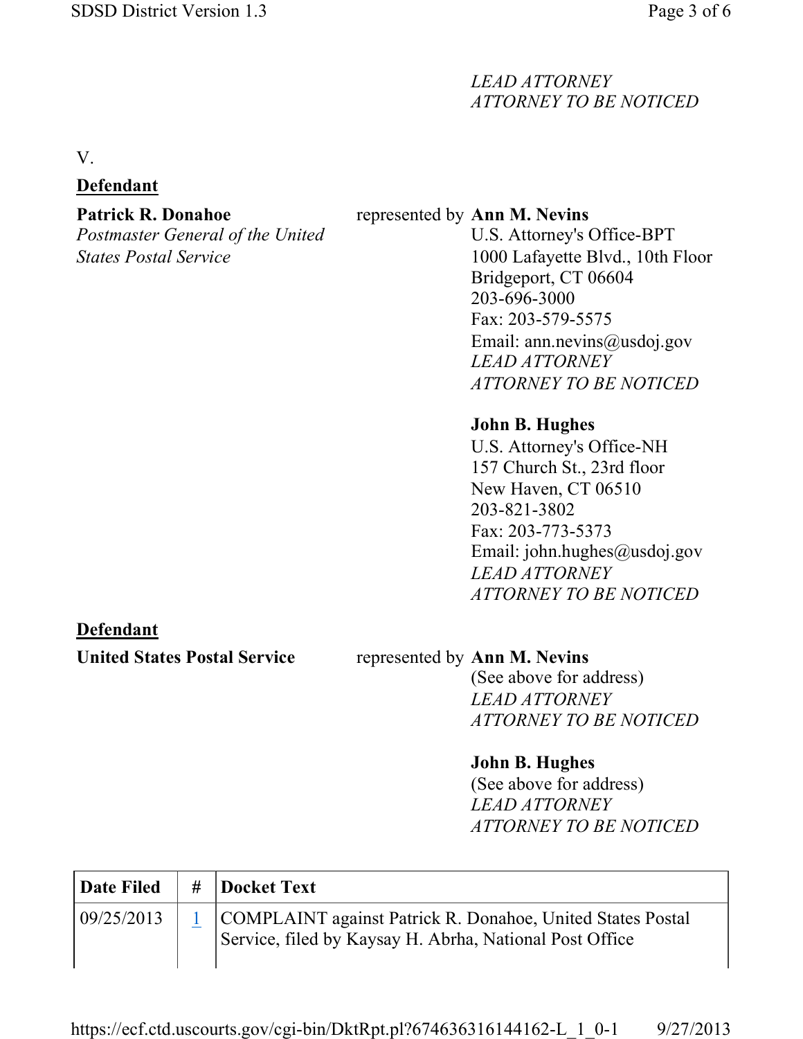*LEAD ATTORNEY*
*ATTORNEY TO BE NOTICED*

V.

**Defendant**

| | | |
|---|---|---|
| **Patrick R. Donahoe**<br>*Postmaster General of the United States Postal Service* | represented by | **Ann M. Nevins**<br>U.S. Attorney's Office-BPT<br>1000 Lafayette Blvd., 10th Floor<br>Bridgeport, CT 06604<br>203-696-3000<br>Fax: 203-579-5575<br>Email: ann.nevins@usdoj.gov<br>*LEAD ATTORNEY*<br>*ATTORNEY TO BE NOTICED*<br><br>**John B. Hughes**<br>U.S. Attorney's Office-NH<br>157 Church St., 23rd floor<br>New Haven, CT 06510<br>203-821-3802<br>Fax: 203-773-5373<br>Email: john.hughes@usdoj.gov<br>*LEAD ATTORNEY*<br>*ATTORNEY TO BE NOTICED* |

**Defendant**

| | | |
|---|---|---|
| **United States Postal Service** | represented by | **Ann M. Nevins**<br>(See above for address)<br>*LEAD ATTORNEY*<br>*ATTORNEY TO BE NOTICED*<br><br>**John B. Hughes**<br>(See above for address)<br>*LEAD ATTORNEY*<br>*ATTORNEY TO BE NOTICED* |

| Date Filed | # | Docket Text |
|---|---|---|
| 09/25/2013 | 1 | COMPLAINT against Patrick R. Donahoe, United States Postal Service, filed by Kaysay H. Abrha, National Post Office |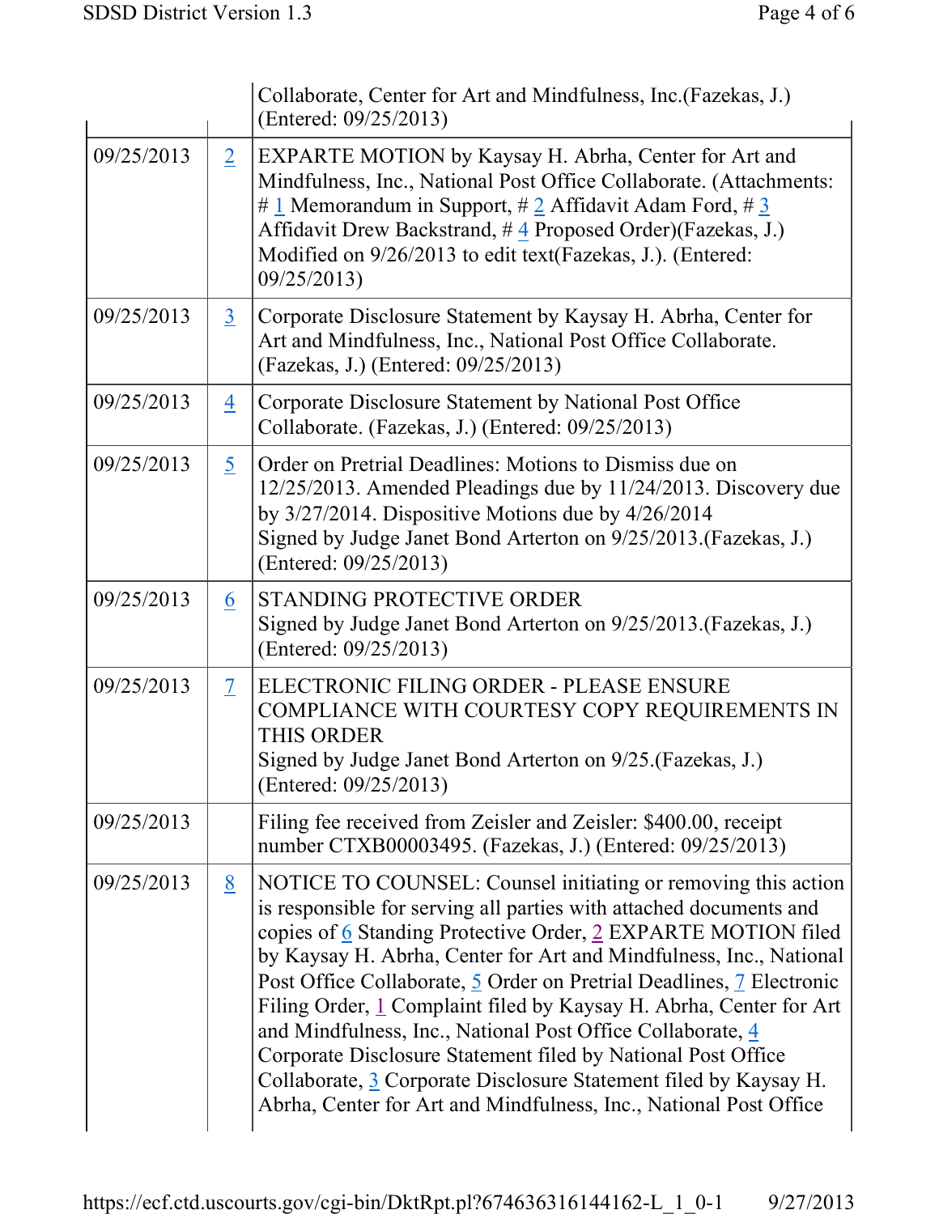| | | |
|---|---|---|
| | | Collaborate, Center for Art and Mindfulness, Inc.(Fazekas, J.) (Entered: 09/25/2013) |
| 09/25/2013 | 2 | EXPARTE MOTION by Kaysay H. Abrha, Center for Art and Mindfulness, Inc., National Post Office Collaborate. (Attachments: # 1 Memorandum in Support, # 2 Affidavit Adam Ford, # 3 Affidavit Drew Backstrand, # 4 Proposed Order)(Fazekas, J.) Modified on 9/26/2013 to edit text(Fazekas, J.). (Entered: 09/25/2013) |
| 09/25/2013 | 3 | Corporate Disclosure Statement by Kaysay H. Abrha, Center for Art and Mindfulness, Inc., National Post Office Collaborate. (Fazekas, J.) (Entered: 09/25/2013) |
| 09/25/2013 | 4 | Corporate Disclosure Statement by National Post Office Collaborate. (Fazekas, J.) (Entered: 09/25/2013) |
| 09/25/2013 | 5 | Order on Pretrial Deadlines: Motions to Dismiss due on 12/25/2013. Amended Pleadings due by 11/24/2013. Discovery due by 3/27/2014. Dispositive Motions due by 4/26/2014<br>Signed by Judge Janet Bond Arterton on 9/25/2013.(Fazekas, J.) (Entered: 09/25/2013) |
| 09/25/2013 | 6 | STANDING PROTECTIVE ORDER<br>Signed by Judge Janet Bond Arterton on 9/25/2013.(Fazekas, J.) (Entered: 09/25/2013) |
| 09/25/2013 | 7 | ELECTRONIC FILING ORDER - PLEASE ENSURE COMPLIANCE WITH COURTESY COPY REQUIREMENTS IN THIS ORDER<br>Signed by Judge Janet Bond Arterton on 9/25.(Fazekas, J.) (Entered: 09/25/2013) |
| 09/25/2013 | | Filing fee received from Zeisler and Zeisler: $400.00, receipt number CTXB00003495. (Fazekas, J.) (Entered: 09/25/2013) |
| 09/25/2013 | 8 | NOTICE TO COUNSEL: Counsel initiating or removing this action is responsible for serving all parties with attached documents and copies of 6 Standing Protective Order, 2 EXPARTE MOTION filed by Kaysay H. Abrha, Center for Art and Mindfulness, Inc., National Post Office Collaborate, 5 Order on Pretrial Deadlines, 7 Electronic Filing Order, 1 Complaint filed by Kaysay H. Abrha, Center for Art and Mindfulness, Inc., National Post Office Collaborate, 4 Corporate Disclosure Statement filed by National Post Office Collaborate, 3 Corporate Disclosure Statement filed by Kaysay H. Abrha, Center for Art and Mindfulness, Inc., National Post Office |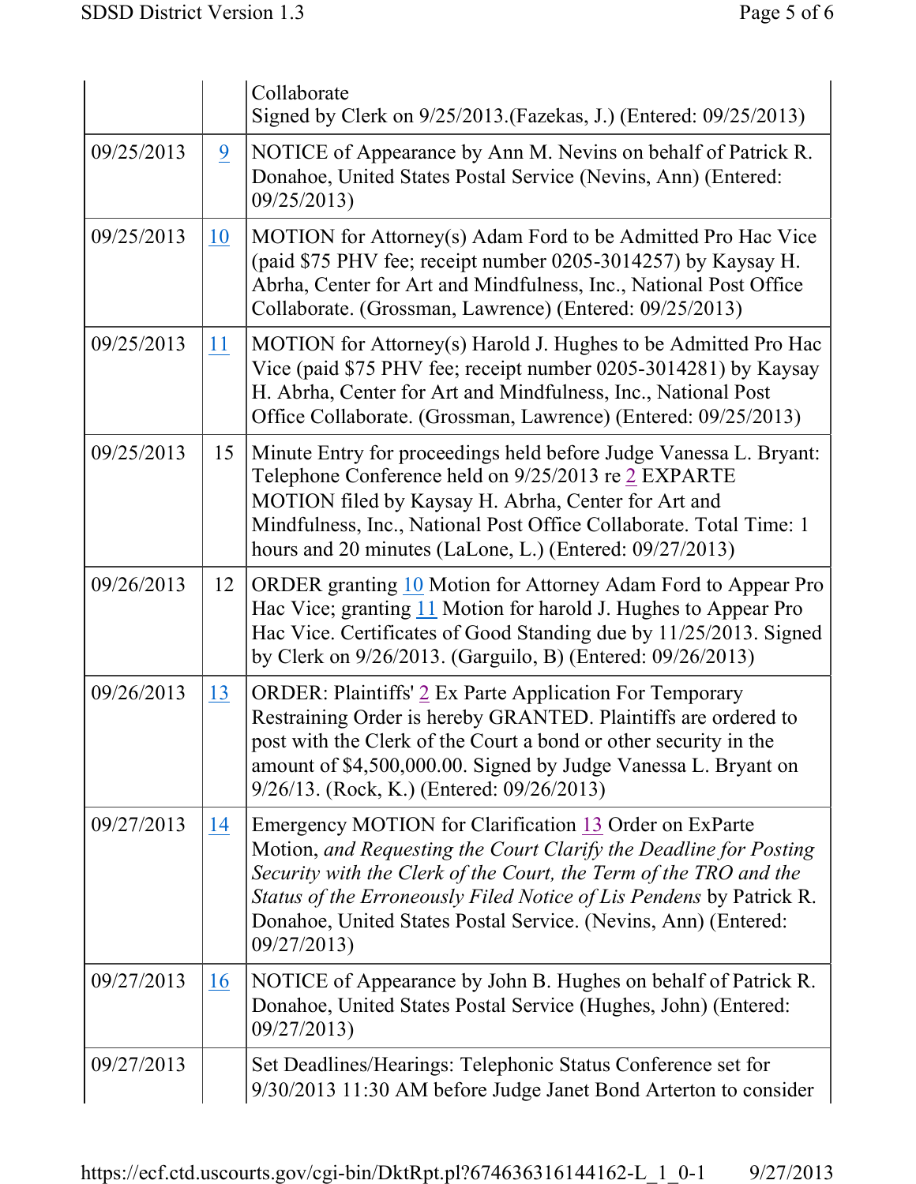| | | |
|---|---|---|
| | | Collaborate Signed by Clerk on 9/25/2013.(Fazekas, J.) (Entered: 09/25/2013) |
| 09/25/2013 | 9 | NOTICE of Appearance by Ann M. Nevins on behalf of Patrick R. Donahoe, United States Postal Service (Nevins, Ann) (Entered: 09/25/2013) |
| 09/25/2013 | 10 | MOTION for Attorney(s) Adam Ford to be Admitted Pro Hac Vice (paid $75 PHV fee; receipt number 0205-3014257) by Kaysay H. Abrha, Center for Art and Mindfulness, Inc., National Post Office Collaborate. (Grossman, Lawrence) (Entered: 09/25/2013) |
| 09/25/2013 | 11 | MOTION for Attorney(s) Harold J. Hughes to be Admitted Pro Hac Vice (paid $75 PHV fee; receipt number 0205-3014281) by Kaysay H. Abrha, Center for Art and Mindfulness, Inc., National Post Office Collaborate. (Grossman, Lawrence) (Entered: 09/25/2013) |
| 09/25/2013 | 15 | Minute Entry for proceedings held before Judge Vanessa L. Bryant: Telephone Conference held on 9/25/2013 re 2 EXPARTE MOTION filed by Kaysay H. Abrha, Center for Art and Mindfulness, Inc., National Post Office Collaborate. Total Time: 1 hours and 20 minutes (LaLone, L.) (Entered: 09/27/2013) |
| 09/26/2013 | 12 | ORDER granting 10 Motion for Attorney Adam Ford to Appear Pro Hac Vice; granting 11 Motion for harold J. Hughes to Appear Pro Hac Vice. Certificates of Good Standing due by 11/25/2013. Signed by Clerk on 9/26/2013. (Garguilo, B) (Entered: 09/26/2013) |
| 09/26/2013 | 13 | ORDER: Plaintiffs' 2 Ex Parte Application For Temporary Restraining Order is hereby GRANTED. Plaintiffs are ordered to post with the Clerk of the Court a bond or other security in the amount of $4,500,000.00. Signed by Judge Vanessa L. Bryant on 9/26/13. (Rock, K.) (Entered: 09/26/2013) |
| 09/27/2013 | 14 | Emergency MOTION for Clarification 13 Order on ExParte Motion, *and Requesting the Court Clarify the Deadline for Posting Security with the Clerk of the Court, the Term of the TRO and the Status of the Erroneously Filed Notice of Lis Pendens* by Patrick R. Donahoe, United States Postal Service. (Nevins, Ann) (Entered: 09/27/2013) |
| 09/27/2013 | 16 | NOTICE of Appearance by John B. Hughes on behalf of Patrick R. Donahoe, United States Postal Service (Hughes, John) (Entered: 09/27/2013) |
| 09/27/2013 | | Set Deadlines/Hearings: Telephonic Status Conference set for 9/30/2013 11:30 AM before Judge Janet Bond Arterton to consider |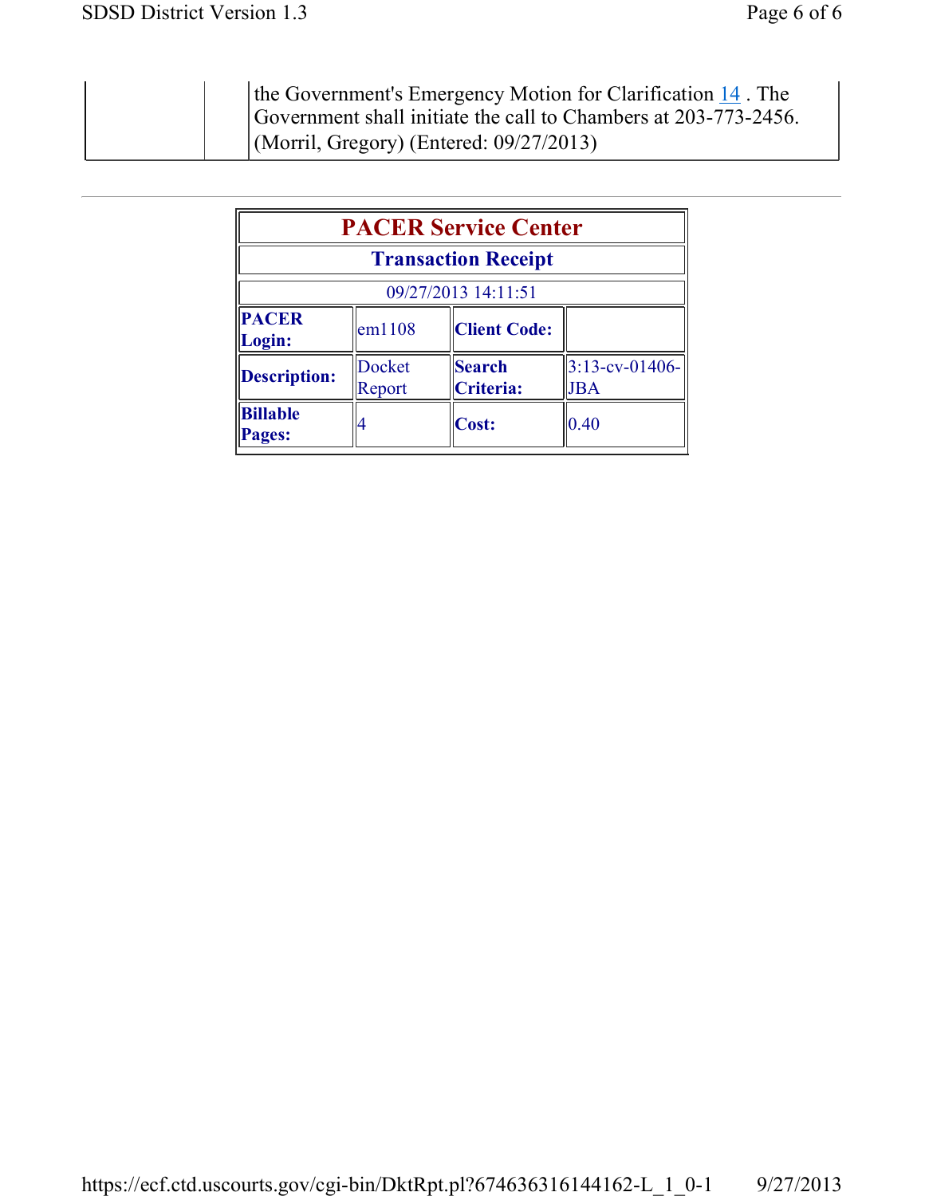| | | |
|---|---|---|
| | | the Government's Emergency Motion for Clarification 14 . The Government shall initiate the call to Chambers at 203-773-2456. (Morril, Gregory) (Entered: 09/27/2013) |

---

| PACER Service Center | | | |
|---|---|---|---|
| **Transaction Receipt** | | | |
| 09/27/2013 14:11:51 | | | |
| **PACER Login:** | em1108 | **Client Code:** | |
| **Description:** | Docket Report | **Search Criteria:** | 3:13-cv-01406-JBA |
| **Billable Pages:** | 4 | **Cost:** | 0.40 |